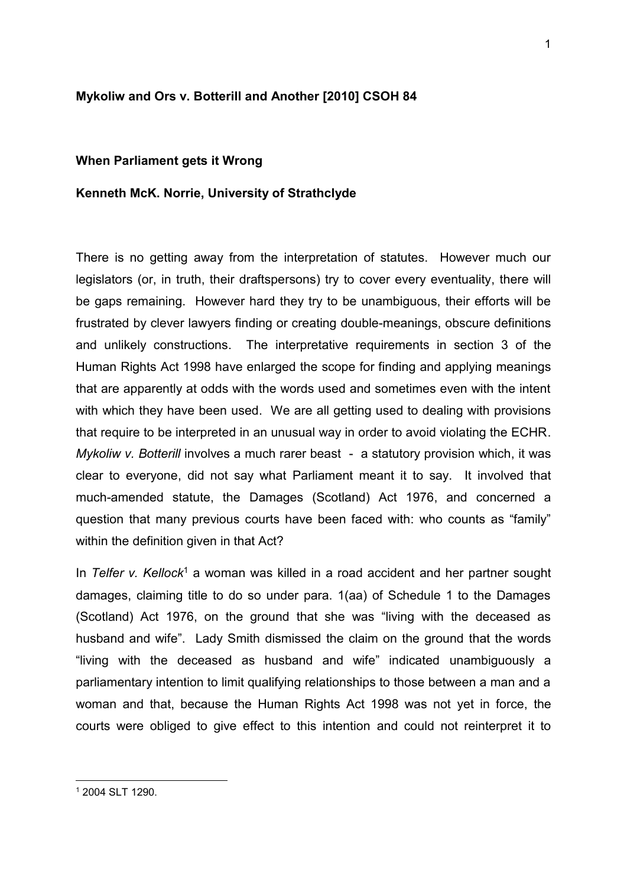**Mykoliw and Ors v. Botterill and Another [2010] CSOH 84**

**When Parliament gets it Wrong**

**Kenneth McK. Norrie, University of Strathclyde**

There is no getting away from the interpretation of statutes. However much our legislators (or, in truth, their draftspersons) try to cover every eventuality, there will be gaps remaining. However hard they try to be unambiguous, their efforts will be frustrated by clever lawyers finding or creating double-meanings, obscure definitions and unlikely constructions. The interpretative requirements in section 3 of the Human Rights Act 1998 have enlarged the scope for finding and applying meanings that are apparently at odds with the words used and sometimes even with the intent with which they have been used. We are all getting used to dealing with provisions that require to be interpreted in an unusual way in order to avoid violating the ECHR. *Mykoliw v. Botterill* involves a much rarer beast - a statutory provision which, it was clear to everyone, did not say what Parliament meant it to say. It involved that much-amended statute, the Damages (Scotland) Act 1976, and concerned a question that many previous courts have been faced with: who counts as "family" within the definition given in that Act?

In *Telfer v. Kellock*[1] a woman was killed in a road accident and her partner sought damages, claiming title to do so under para. 1(aa) of Schedule 1 to the Damages (Scotland) Act 1976, on the ground that she was "living with the deceased as husband and wife". Lady Smith dismissed the claim on the ground that the words "living with the deceased as husband and wife" indicated unambiguously a parliamentary intention to limit qualifying relationships to those between a man and a woman and that, because the Human Rights Act 1998 was not yet in force, the courts were obliged to give effect to this intention and could not reinterpret it to

[1] 2004 SLT 1290.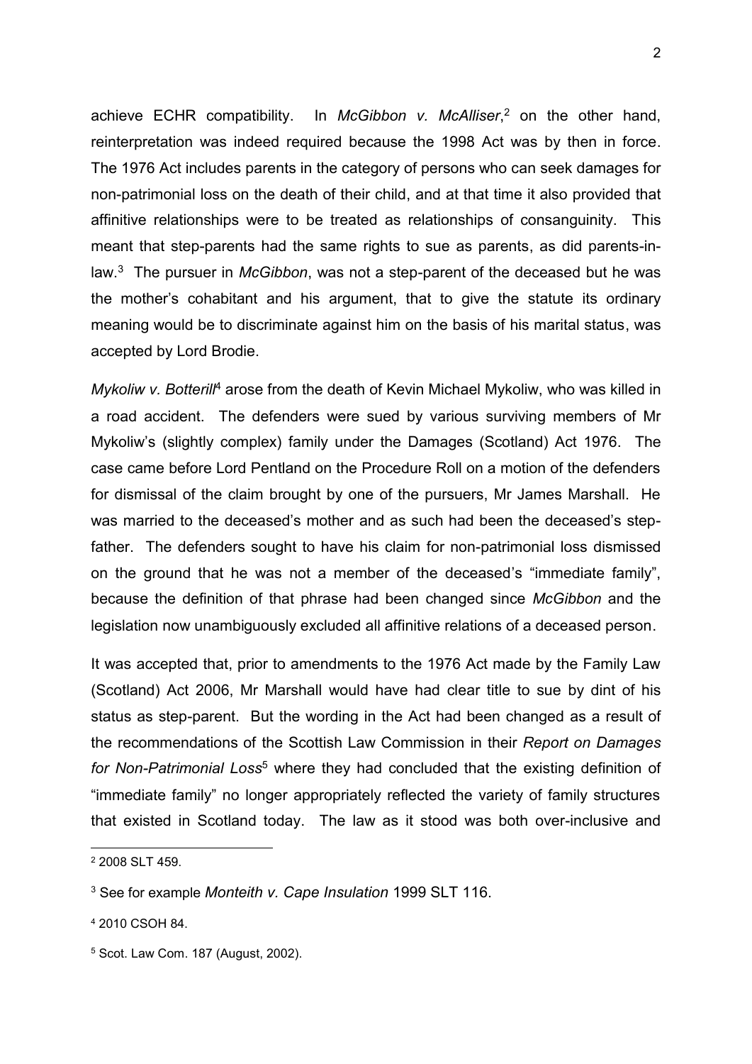achieve ECHR compatibility. In *McGibbon v. McAlliser*,[2] on the other hand, reinterpretation was indeed required because the 1998 Act was by then in force. The 1976 Act includes parents in the category of persons who can seek damages for non-patrimonial loss on the death of their child, and at that time it also provided that affinitive relationships were to be treated as relationships of consanguinity. This meant that step-parents had the same rights to sue as parents, as did parents-in-law.[3] The pursuer in *McGibbon*, was not a step-parent of the deceased but he was the mother's cohabitant and his argument, that to give the statute its ordinary meaning would be to discriminate against him on the basis of his marital status, was accepted by Lord Brodie.

*Mykoliw v. Botterill*[4] arose from the death of Kevin Michael Mykoliw, who was killed in a road accident. The defenders were sued by various surviving members of Mr Mykoliw's (slightly complex) family under the Damages (Scotland) Act 1976. The case came before Lord Pentland on the Procedure Roll on a motion of the defenders for dismissal of the claim brought by one of the pursuers, Mr James Marshall. He was married to the deceased's mother and as such had been the deceased's step-father. The defenders sought to have his claim for non-patrimonial loss dismissed on the ground that he was not a member of the deceased's "immediate family", because the definition of that phrase had been changed since *McGibbon* and the legislation now unambiguously excluded all affinitive relations of a deceased person.

It was accepted that, prior to amendments to the 1976 Act made by the Family Law (Scotland) Act 2006, Mr Marshall would have had clear title to sue by dint of his status as step-parent. But the wording in the Act had been changed as a result of the recommendations of the Scottish Law Commission in their *Report on Damages for Non-Patrimonial Loss*[5] where they had concluded that the existing definition of "immediate family" no longer appropriately reflected the variety of family structures that existed in Scotland today. The law as it stood was both over-inclusive and

---

[2] 2008 SLT 459.

[3] See for example *Monteith v. Cape Insulation* 1999 SLT 116.

[4] 2010 CSOH 84.

[5] Scot. Law Com. 187 (August, 2002).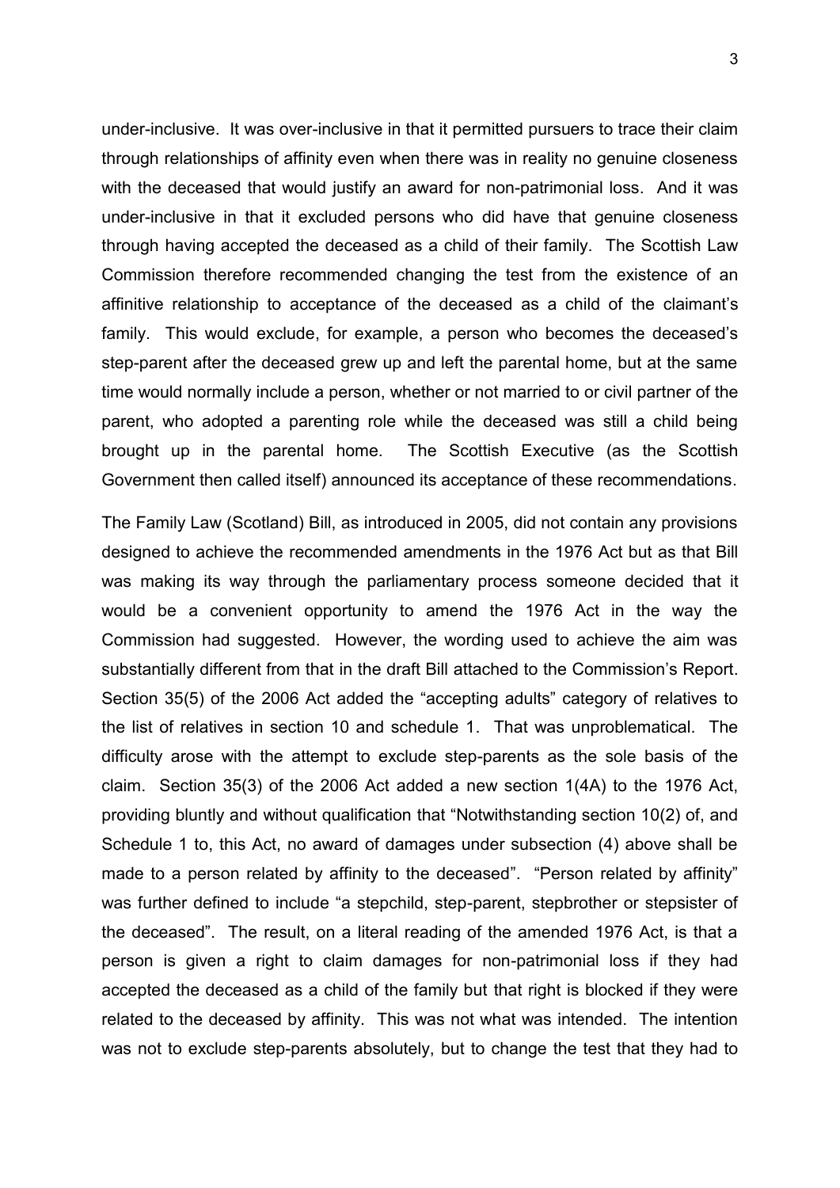under-inclusive. It was over-inclusive in that it permitted pursuers to trace their claim through relationships of affinity even when there was in reality no genuine closeness with the deceased that would justify an award for non-patrimonial loss. And it was under-inclusive in that it excluded persons who did have that genuine closeness through having accepted the deceased as a child of their family. The Scottish Law Commission therefore recommended changing the test from the existence of an affinitive relationship to acceptance of the deceased as a child of the claimant's family. This would exclude, for example, a person who becomes the deceased's step-parent after the deceased grew up and left the parental home, but at the same time would normally include a person, whether or not married to or civil partner of the parent, who adopted a parenting role while the deceased was still a child being brought up in the parental home. The Scottish Executive (as the Scottish Government then called itself) announced its acceptance of these recommendations.

The Family Law (Scotland) Bill, as introduced in 2005, did not contain any provisions designed to achieve the recommended amendments in the 1976 Act but as that Bill was making its way through the parliamentary process someone decided that it would be a convenient opportunity to amend the 1976 Act in the way the Commission had suggested. However, the wording used to achieve the aim was substantially different from that in the draft Bill attached to the Commission's Report. Section 35(5) of the 2006 Act added the "accepting adults" category of relatives to the list of relatives in section 10 and schedule 1. That was unproblematical. The difficulty arose with the attempt to exclude step-parents as the sole basis of the claim. Section 35(3) of the 2006 Act added a new section 1(4A) to the 1976 Act, providing bluntly and without qualification that "Notwithstanding section 10(2) of, and Schedule 1 to, this Act, no award of damages under subsection (4) above shall be made to a person related by affinity to the deceased". "Person related by affinity" was further defined to include "a stepchild, step-parent, stepbrother or stepsister of the deceased". The result, on a literal reading of the amended 1976 Act, is that a person is given a right to claim damages for non-patrimonial loss if they had accepted the deceased as a child of the family but that right is blocked if they were related to the deceased by affinity. This was not what was intended. The intention was not to exclude step-parents absolutely, but to change the test that they had to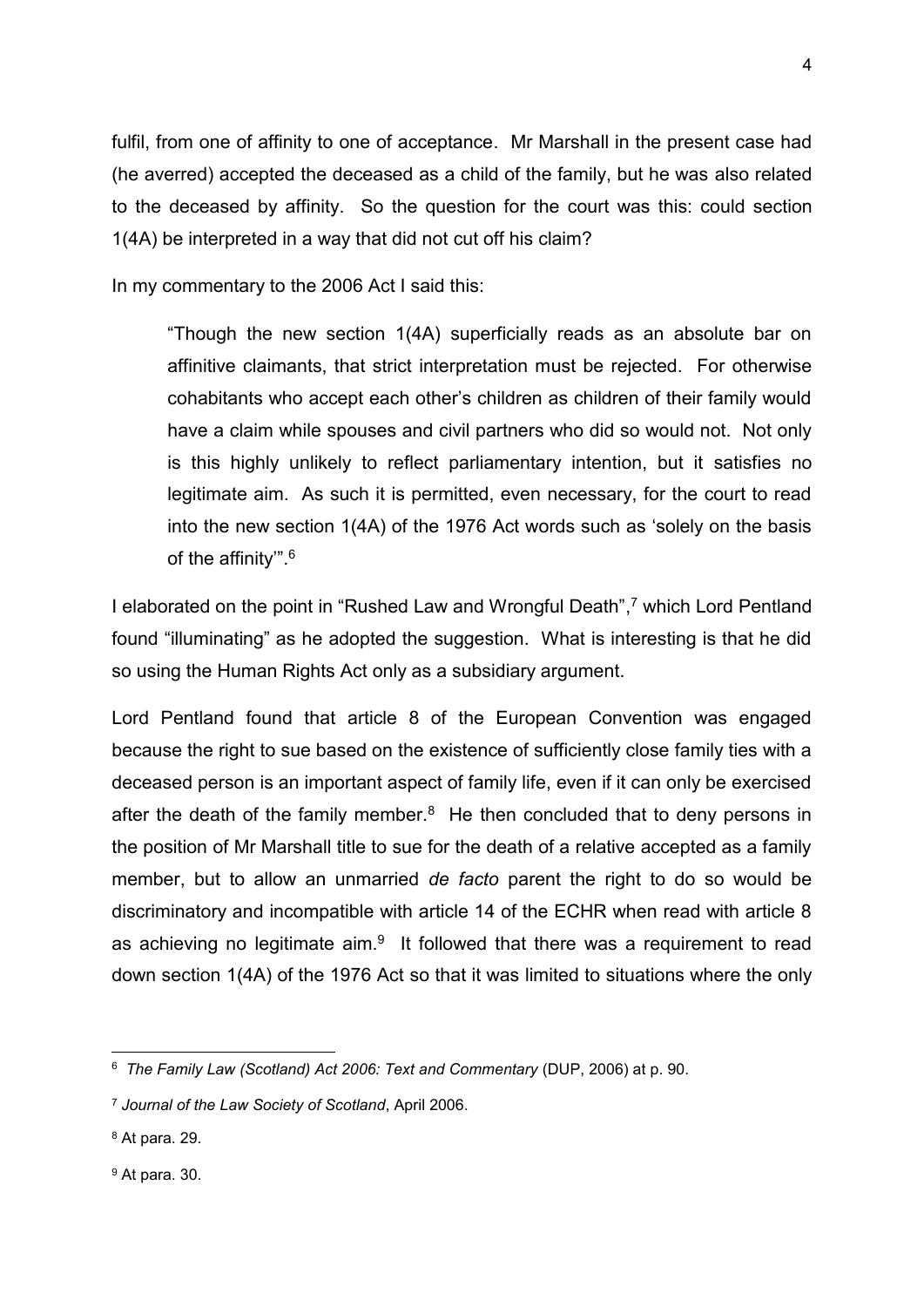fulfil, from one of affinity to one of acceptance. Mr Marshall in the present case had (he averred) accepted the deceased as a child of the family, but he was also related to the deceased by affinity. So the question for the court was this: could section 1(4A) be interpreted in a way that did not cut off his claim?

In my commentary to the 2006 Act I said this:

> "Though the new section 1(4A) superficially reads as an absolute bar on affinitive claimants, that strict interpretation must be rejected. For otherwise cohabitants who accept each other's children as children of their family would have a claim while spouses and civil partners who did so would not. Not only is this highly unlikely to reflect parliamentary intention, but it satisfies no legitimate aim. As such it is permitted, even necessary, for the court to read into the new section 1(4A) of the 1976 Act words such as 'solely on the basis of the affinity'".[6]

I elaborated on the point in "Rushed Law and Wrongful Death",[7] which Lord Pentland found "illuminating" as he adopted the suggestion. What is interesting is that he did so using the Human Rights Act only as a subsidiary argument.

Lord Pentland found that article 8 of the European Convention was engaged because the right to sue based on the existence of sufficiently close family ties with a deceased person is an important aspect of family life, even if it can only be exercised after the death of the family member.[8] He then concluded that to deny persons in the position of Mr Marshall title to sue for the death of a relative accepted as a family member, but to allow an unmarried *de facto* parent the right to do so would be discriminatory and incompatible with article 14 of the ECHR when read with article 8 as achieving no legitimate aim.[9] It followed that there was a requirement to read down section 1(4A) of the 1976 Act so that it was limited to situations where the only

---

[6] *The Family Law (Scotland) Act 2006: Text and Commentary* (DUP, 2006) at p. 90.

[7] *Journal of the Law Society of Scotland*, April 2006.

[8] At para. 29.

[9] At para. 30.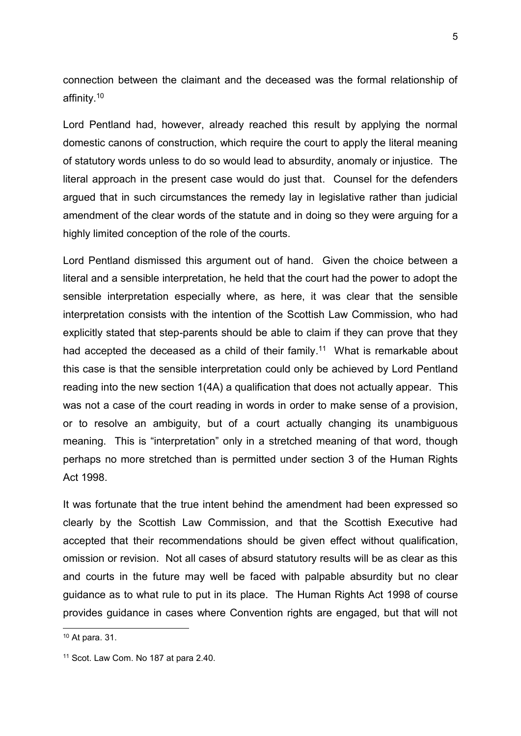connection between the claimant and the deceased was the formal relationship of affinity.[10]

Lord Pentland had, however, already reached this result by applying the normal domestic canons of construction, which require the court to apply the literal meaning of statutory words unless to do so would lead to absurdity, anomaly or injustice. The literal approach in the present case would do just that. Counsel for the defenders argued that in such circumstances the remedy lay in legislative rather than judicial amendment of the clear words of the statute and in doing so they were arguing for a highly limited conception of the role of the courts.

Lord Pentland dismissed this argument out of hand. Given the choice between a literal and a sensible interpretation, he held that the court had the power to adopt the sensible interpretation especially where, as here, it was clear that the sensible interpretation consists with the intention of the Scottish Law Commission, who had explicitly stated that step-parents should be able to claim if they can prove that they had accepted the deceased as a child of their family.[11] What is remarkable about this case is that the sensible interpretation could only be achieved by Lord Pentland reading into the new section 1(4A) a qualification that does not actually appear. This was not a case of the court reading in words in order to make sense of a provision, or to resolve an ambiguity, but of a court actually changing its unambiguous meaning. This is "interpretation" only in a stretched meaning of that word, though perhaps no more stretched than is permitted under section 3 of the Human Rights Act 1998.

It was fortunate that the true intent behind the amendment had been expressed so clearly by the Scottish Law Commission, and that the Scottish Executive had accepted that their recommendations should be given effect without qualification, omission or revision. Not all cases of absurd statutory results will be as clear as this and courts in the future may well be faced with palpable absurdity but no clear guidance as to what rule to put in its place. The Human Rights Act 1998 of course provides guidance in cases where Convention rights are engaged, but that will not

---

[10] At para. 31.

[11] Scot. Law Com. No 187 at para 2.40.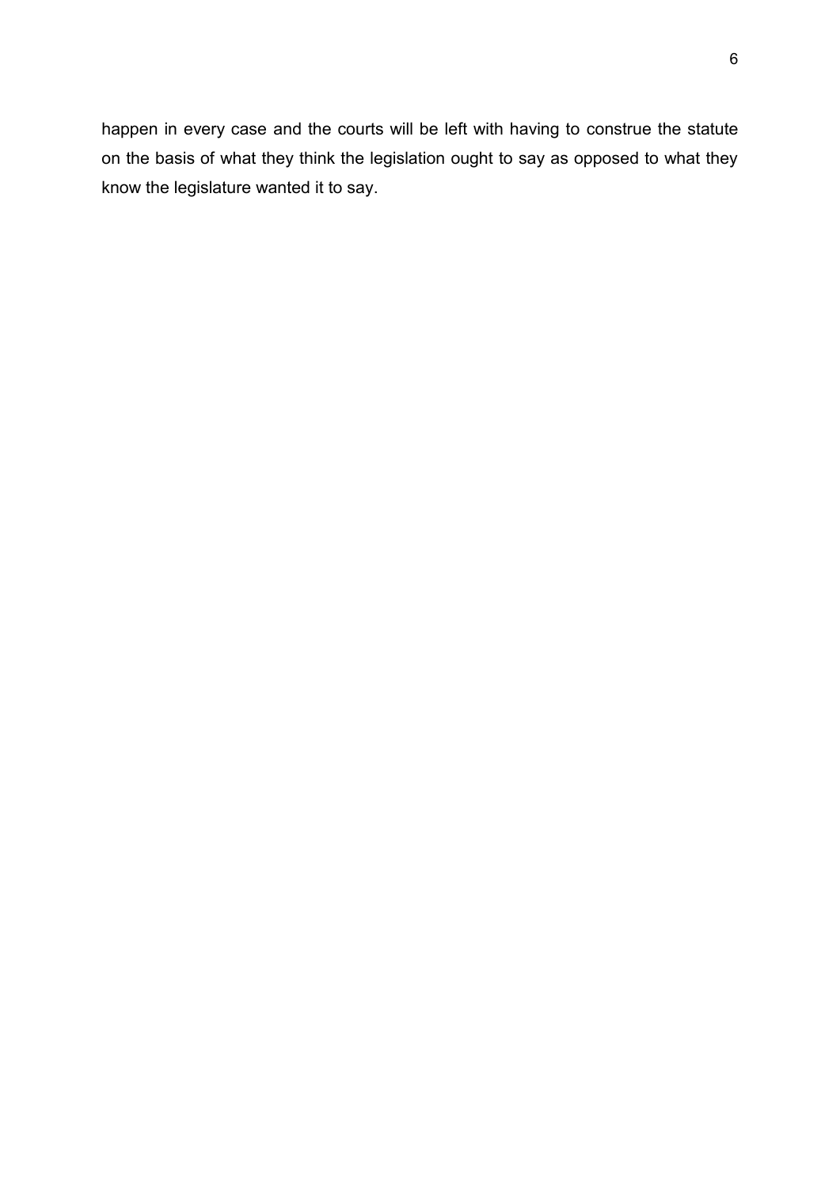happen in every case and the courts will be left with having to construe the statute on the basis of what they think the legislation ought to say as opposed to what they know the legislature wanted it to say.